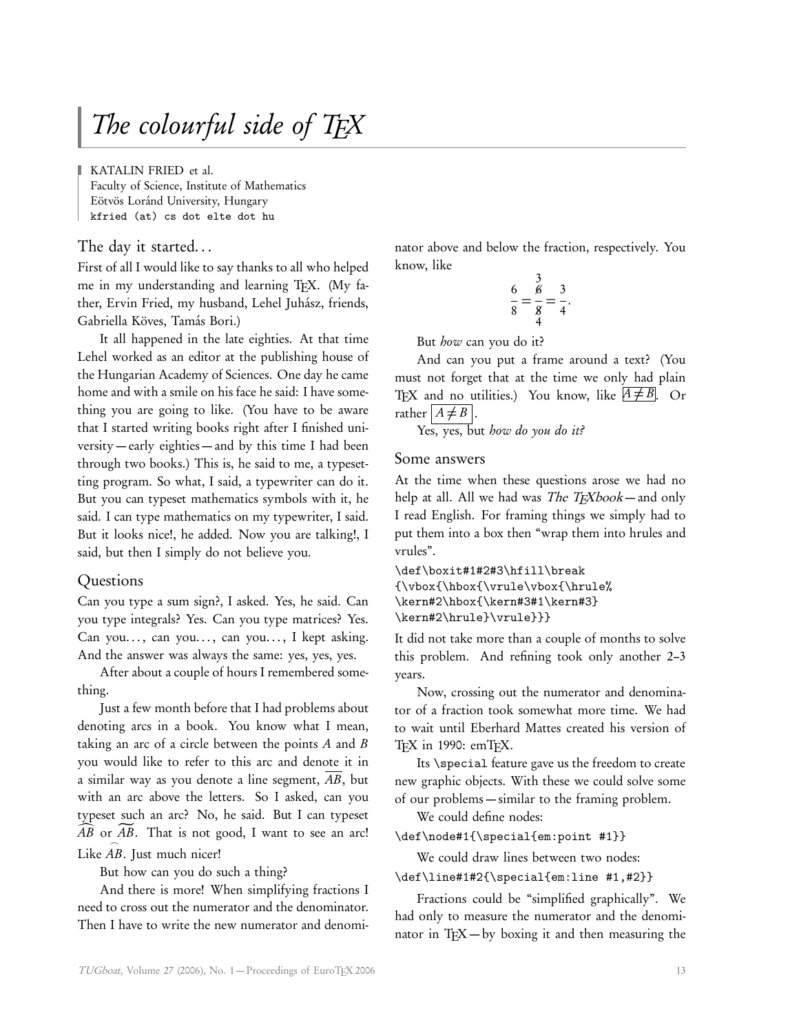# *The colourful side of TEX*

KATALIN FRIED et al.
Faculty of Science, Institute of Mathematics
Eötvös Loránd University, Hungary
kfried (at) cs dot elte dot hu

## The day it started...

First of all I would like to say thanks to all who helped me in my understanding and learning TEX. (My father, Ervin Fried, my husband, Lehel Juhász, friends, Gabriella Köves, Tamás Bori.)

It all happened in the late eighties. At that time Lehel worked as an editor at the publishing house of the Hungarian Academy of Sciences. One day he came home and with a smile on his face he said: I have something you are going to like. (You have to be aware that I started writing books right after I finished university — early eighties — and by this time I had been through two books.) This is, he said to me, a typesetting program. So what, I said, a typewriter can do it. But you can typeset mathematics symbols with it, he said. I can type mathematics on my typewriter, I said. But it looks nice!, he added. Now you are talking!, I said, but then I simply do not believe you.

## Questions

Can you type a sum sign?, I asked. Yes, he said. Can you type integrals? Yes. Can you type matrices? Yes. Can you..., can you..., can you..., I kept asking. And the answer was always the same: yes, yes, yes.

After about a couple of hours I remembered something.

Just a few month before that I had problems about denoting arcs in a book. You know what I mean, taking an arc of a circle between the points $A$ and $B$ you would like to refer to this arc and denote it in a similar way as you denote a line segment, $\overline{AB}$, but with an arc above the letters. So I asked, can you typeset such an arc? No, he said. But I can typeset $\widehat{AB}$ or $\widetilde{AB}$. That is not good, I want to see an arc! Like $\overset{\frown}{AB}$. Just much nicer!

But how can you do such a thing?

And there is more! When simplifying fractions I need to cross out the numerator and the denominator. Then I have to write the new numerator and denominator above and below the fraction, respectively. You know, like

$$\frac{6}{8} = \frac{\overset{3}{\not 6}}{\underset{4}{\not 8}} = \frac{3}{4}.$$

But *how* can you do it?

And can you put a frame around a text? (You must not forget that at the time we only had plain TEX and no utilities.) You know, like $\boxed{A \neq B}$. Or rather $\boxed{\,A \neq B\,}$.

Yes, yes, but *how do you do it?*

## Some answers

At the time when these questions arose we had no help at all. All we had was *The TEXbook* — and only I read English. For framing things we simply had to put them into a box then "wrap them into hrules and vrules".

```
\def\boxit#1#2#3\hfill\break
{\vbox{\hbox{\vrule\vbox{\hrule%
\kern#2\hbox{\kern#3#1\kern#3}
\kern#2\hrule}\vrule}}}
```

It did not take more than a couple of months to solve this problem. And refining took only another 2–3 years.

Now, crossing out the numerator and denominator of a fraction took somewhat more time. We had to wait until Eberhard Mattes created his version of TEX in 1990: emTEX.

Its `\special` feature gave us the freedom to create new graphic objects. With these we could solve some of our problems — similar to the framing problem.

We could define nodes:

```
\def\node#1{\special{em:point #1}}
```

We could draw lines between two nodes:

```
\def\line#1#2{\special{em:line #1,#2}}
```

Fractions could be "simplified graphically". We had only to measure the numerator and the denominator in TEX — by boxing it and then measuring the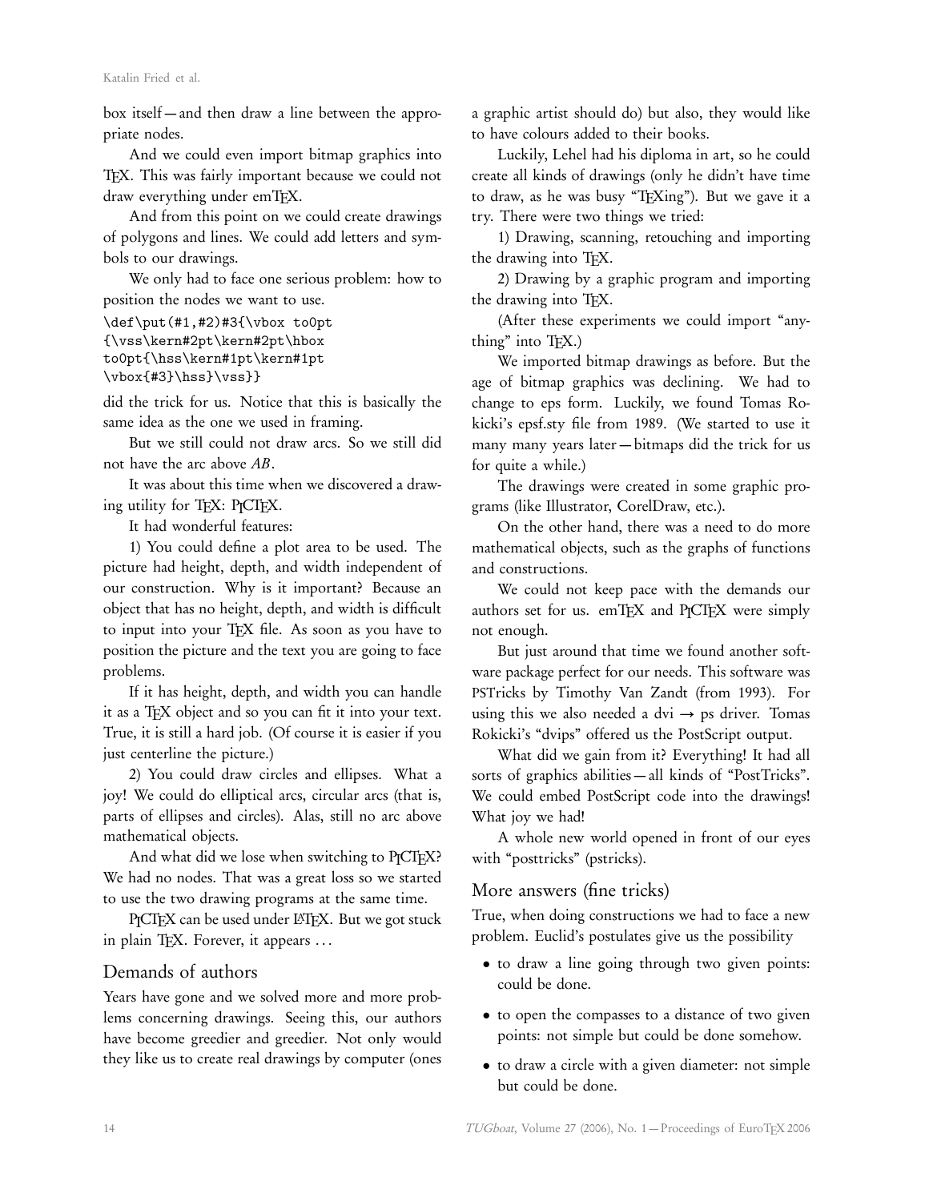box itself — and then draw a line between the appropriate nodes.

And we could even import bitmap graphics into TEX. This was fairly important because we could not draw everything under emTEX.

And from this point on we could create drawings of polygons and lines. We could add letters and symbols to our drawings.

We only had to face one serious problem: how to position the nodes we want to use.

```
\def\put(#1,#2)#3{\vbox to0pt
{\vss\kern#2pt\kern#2pt\hbox
to0pt{\hss\kern#1pt\kern#1pt
\vbox{#3}\hss}\vss}}
```

did the trick for us. Notice that this is basically the same idea as the one we used in framing.

But we still could not draw arcs. So we still did not have the arc above $AB$.

It was about this time when we discovered a drawing utility for TEX: PICTEX.

It had wonderful features:

1) You could define a plot area to be used. The picture had height, depth, and width independent of our construction. Why is it important? Because an object that has no height, depth, and width is difficult to input into your TEX file. As soon as you have to position the picture and the text you are going to face problems.

If it has height, depth, and width you can handle it as a TEX object and so you can fit it into your text. True, it is still a hard job. (Of course it is easier if you just centerline the picture.)

2) You could draw circles and ellipses. What a joy! We could do elliptical arcs, circular arcs (that is, parts of ellipses and circles). Alas, still no arc above mathematical objects.

And what did we lose when switching to PICTEX? We had no nodes. That was a great loss so we started to use the two drawing programs at the same time.

PICTEX can be used under LATEX. But we got stuck in plain TEX. Forever, it appears …

## Demands of authors

Years have gone and we solved more and more problems concerning drawings. Seeing this, our authors have become greedier and greedier. Not only would they like us to create real drawings by computer (ones a graphic artist should do) but also, they would like to have colours added to their books.

Luckily, Lehel had his diploma in art, so he could create all kinds of drawings (only he didn't have time to draw, as he was busy "TEXing"). But we gave it a try. There were two things we tried:

1) Drawing, scanning, retouching and importing the drawing into TEX.

2) Drawing by a graphic program and importing the drawing into TEX.

(After these experiments we could import "anything" into TEX.)

We imported bitmap drawings as before. But the age of bitmap graphics was declining. We had to change to eps form. Luckily, we found Tomas Rokicki's epsf.sty file from 1989. (We started to use it many many years later — bitmaps did the trick for us for quite a while.)

The drawings were created in some graphic programs (like Illustrator, CorelDraw, etc.).

On the other hand, there was a need to do more mathematical objects, such as the graphs of functions and constructions.

We could not keep pace with the demands our authors set for us. emTEX and PICTEX were simply not enough.

But just around that time we found another software package perfect for our needs. This software was PSTricks by Timothy Van Zandt (from 1993). For using this we also needed a dvi → ps driver. Tomas Rokicki's "dvips" offered us the PostScript output.

What did we gain from it? Everything! It had all sorts of graphics abilities — all kinds of "PostTricks". We could embed PostScript code into the drawings! What joy we had!

A whole new world opened in front of our eyes with "posttricks" (pstricks).

## More answers (fine tricks)

True, when doing constructions we had to face a new problem. Euclid's postulates give us the possibility

- to draw a line going through two given points: could be done.
- to open the compasses to a distance of two given points: not simple but could be done somehow.
- to draw a circle with a given diameter: not simple but could be done.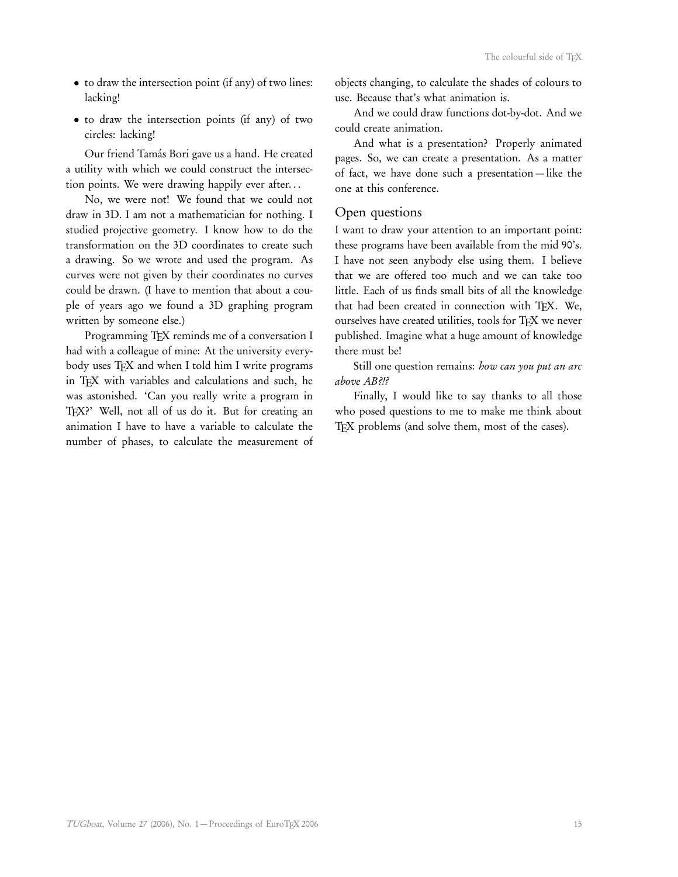- to draw the intersection point (if any) of two lines: lacking!
- to draw the intersection points (if any) of two circles: lacking!

Our friend Tamás Bori gave us a hand. He created a utility with which we could construct the intersection points. We were drawing happily ever after...

No, we were not! We found that we could not draw in 3D. I am not a mathematician for nothing. I studied projective geometry. I know how to do the transformation on the 3D coordinates to create such a drawing. So we wrote and used the program. As curves were not given by their coordinates no curves could be drawn. (I have to mention that about a couple of years ago we found a 3D graphing program written by someone else.)

Programming TEX reminds me of a conversation I had with a colleague of mine: At the university everybody uses TEX and when I told him I write programs in TEX with variables and calculations and such, he was astonished. 'Can you really write a program in TEX?' Well, not all of us do it. But for creating an animation I have to have a variable to calculate the number of phases, to calculate the measurement of objects changing, to calculate the shades of colours to use. Because that's what animation is.

And we could draw functions dot-by-dot. And we could create animation.

And what is a presentation? Properly animated pages. So, we can create a presentation. As a matter of fact, we have done such a presentation — like the one at this conference.

## Open questions

I want to draw your attention to an important point: these programs have been available from the mid 90's. I have not seen anybody else using them. I believe that we are offered too much and we can take too little. Each of us finds small bits of all the knowledge that had been created in connection with TEX. We, ourselves have created utilities, tools for TEX we never published. Imagine what a huge amount of knowledge there must be!

Still one question remains: *how can you put an arc above AB?!?*

Finally, I would like to say thanks to all those who posed questions to me to make me think about TEX problems (and solve them, most of the cases).